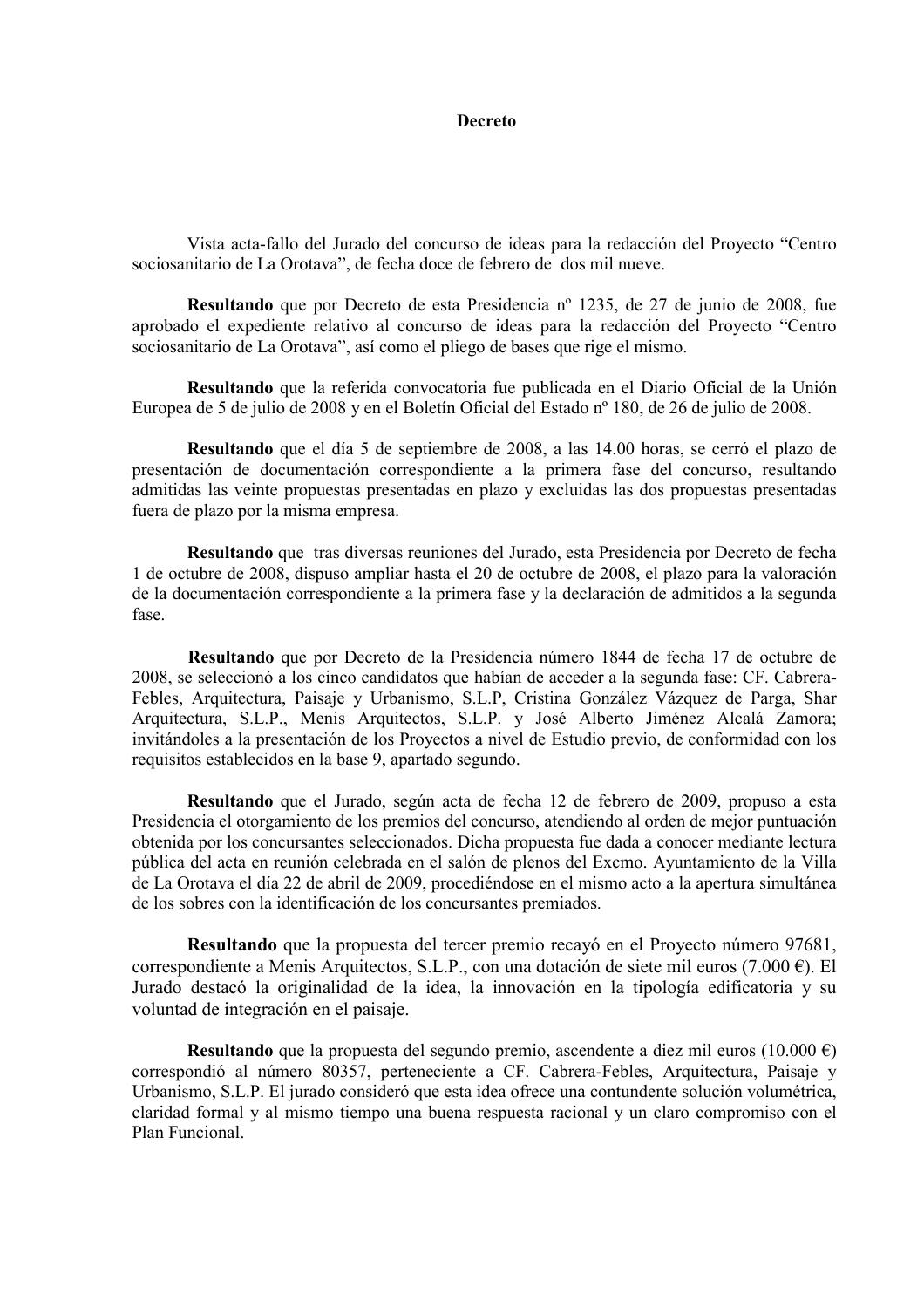# Decreto

Vista acta-fallo del Jurado del concurso de ideas para la redacción del Proyecto "Centro sociosanitario de La Orotava", de fecha doce de febrero de dos mil nueve.

**Resultando** que por Decreto de esta Presidencia nº 1235, de 27 de junio de 2008, fue aprobado el expediente relativo al concurso de ideas para la redacción del Proyecto "Centro sociosanitario de La Orotava", así como el pliego de bases que rige el mismo.

**Resultando** que la referida convocatoria fue publicada en el Diario Oficial de la Unión Europea de 5 de julio de 2008 y en el Boletín Oficial del Estado nº 180, de 26 de julio de 2008.

**Resultando** que el día 5 de septiembre de 2008, a las 14.00 horas, se cerró el plazo de presentación de documentación correspondiente a la primera fase del concurso, resultando admitidas las veinte propuestas presentadas en plazo y excluidas las dos propuestas presentadas fuera de plazo por la misma empresa.

**Resultando** que tras diversas reuniones del Jurado, esta Presidencia por Decreto de fecha 1 de octubre de 2008, dispuso ampliar hasta el 20 de octubre de 2008, el plazo para la valoración de la documentación correspondiente a la primera fase y la declaración de admitidos a la segunda fase.

**Resultando** que por Decreto de la Presidencia número 1844 de fecha 17 de octubre de 2008, se seleccionó a los cinco candidatos que habían de acceder a la segunda fase: CF. Cabrera-Febles, Arquitectura, Paisaje y Urbanismo, S.L.P, Cristina González Vázquez de Parga, Shar Arquitectura, S.L.P., Menis Arquitectos, S.L.P. y José Alberto Jiménez Alcalá Zamora; invitándoles a la presentación de los Proyectos a nivel de Estudio previo, de conformidad con los requisitos establecidos en la base 9, apartado segundo.

**Resultando** que el Jurado, según acta de fecha 12 de febrero de 2009, propuso a esta Presidencia el otorgamiento de los premios del concurso, atendiendo al orden de mejor puntuación obtenida por los concursantes seleccionados. Dicha propuesta fue dada a conocer mediante lectura pública del acta en reunión celebrada en el salón de plenos del Excmo. Ayuntamiento de la Villa de La Orotava el día 22 de abril de 2009, procediéndose en el mismo acto a la apertura simultánea de los sobres con la identificación de los concursantes premiados.

**Resultando** que la propuesta del tercer premio recayó en el Proyecto número 97681, correspondiente a Menis Arquitectos, S.L.P., con una dotación de siete mil euros (7.000 €). El Jurado destacó la originalidad de la idea, la innovación en la tipología edificatoria y su voluntad de integración en el paisaje.

**Resultando** que la propuesta del segundo premio, ascendente a diez mil euros (10.000 €) correspondió al número 80357, perteneciente a CF. Cabrera-Febles, Arquitectura, Paisaje y Urbanismo, S.L.P. El jurado consideró que esta idea ofrece una contundente solución volumétrica, claridad formal y al mismo tiempo una buena respuesta racional y un claro compromiso con el Plan Funcional.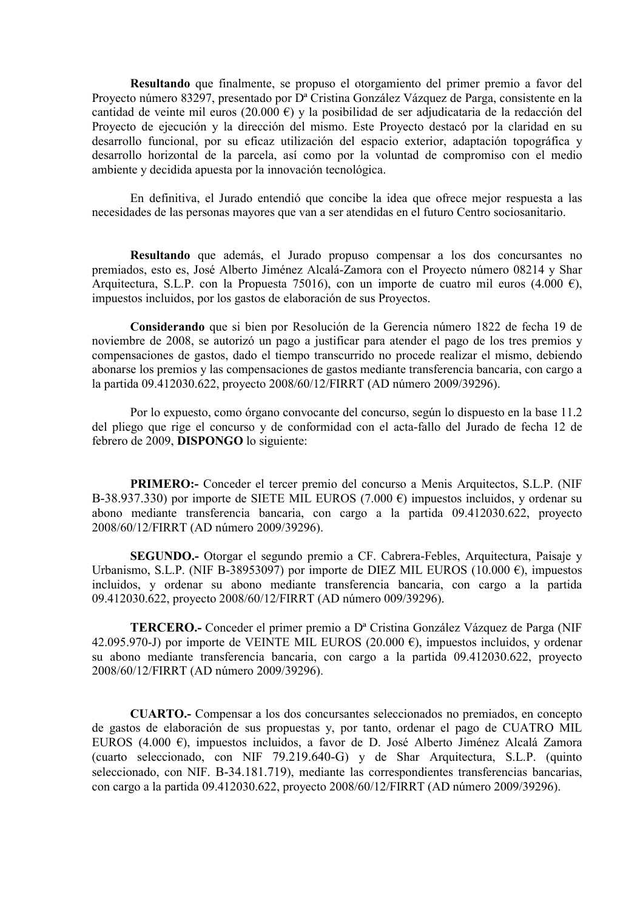**Resultando** que finalmente, se propuso el otorgamiento del primer premio a favor del Proyecto número 83297, presentado por Dª Cristina González Vázquez de Parga, consistente en la cantidad de veinte mil euros (20.000 €) y la posibilidad de ser adjudicataria de la redacción del Proyecto de ejecución y la dirección del mismo. Este Proyecto destacó por la claridad en su desarrollo funcional, por su eficaz utilización del espacio exterior, adaptación topográfica y desarrollo horizontal de la parcela, así como por la voluntad de compromiso con el medio ambiente y decidida apuesta por la innovación tecnológica.

En definitiva, el Jurado entendió que concibe la idea que ofrece mejor respuesta a las necesidades de las personas mayores que van a ser atendidas en el futuro Centro sociosanitario.

**Resultando** que además, el Jurado propuso compensar a los dos concursantes no premiados, esto es, José Alberto Jiménez Alcalá-Zamora con el Proyecto número 08214 y Shar Arquitectura, S.L.P. con la Propuesta 75016), con un importe de cuatro mil euros (4.000 €), impuestos incluidos, por los gastos de elaboración de sus Proyectos.

**Considerando** que si bien por Resolución de la Gerencia número 1822 de fecha 19 de noviembre de 2008, se autorizó un pago a justificar para atender el pago de los tres premios y compensaciones de gastos, dado el tiempo transcurrido no procede realizar el mismo, debiendo abonarse los premios y las compensaciones de gastos mediante transferencia bancaria, con cargo a la partida 09.412030.622, proyecto 2008/60/12/FIRRT (AD número 2009/39296).

Por lo expuesto, como órgano convocante del concurso, según lo dispuesto en la base 11.2 del pliego que rige el concurso y de conformidad con el acta-fallo del Jurado de fecha 12 de febrero de 2009, **DISPONGO** lo siguiente:

**PRIMERO:-** Conceder el tercer premio del concurso a Menis Arquitectos, S.L.P. (NIF B-38.937.330) por importe de SIETE MIL EUROS (7.000 €) impuestos incluidos, y ordenar su abono mediante transferencia bancaria, con cargo a la partida 09.412030.622, proyecto 2008/60/12/FIRRT (AD número 2009/39296).

**SEGUNDO.-** Otorgar el segundo premio a CF. Cabrera-Febles, Arquitectura, Paisaje y Urbanismo, S.L.P. (NIF B-38953097) por importe de DIEZ MIL EUROS (10.000 €), impuestos incluidos, y ordenar su abono mediante transferencia bancaria, con cargo a la partida 09.412030.622, proyecto 2008/60/12/FIRRT (AD número 009/39296).

**TERCERO.-** Conceder el primer premio a Dª Cristina González Vázquez de Parga (NIF 42.095.970-J) por importe de VEINTE MIL EUROS (20.000 €), impuestos incluidos, y ordenar su abono mediante transferencia bancaria, con cargo a la partida 09.412030.622, proyecto 2008/60/12/FIRRT (AD número 2009/39296).

**CUARTO.-** Compensar a los dos concursantes seleccionados no premiados, en concepto de gastos de elaboración de sus propuestas y, por tanto, ordenar el pago de CUATRO MIL EUROS (4.000 €), impuestos incluidos, a favor de D. José Alberto Jiménez Alcalá Zamora (cuarto seleccionado, con NIF 79.219.640-G) y de Shar Arquitectura, S.L.P. (quinto seleccionado, con NIF. B-34.181.719), mediante las correspondientes transferencias bancarias, con cargo a la partida 09.412030.622, proyecto 2008/60/12/FIRRT (AD número 2009/39296).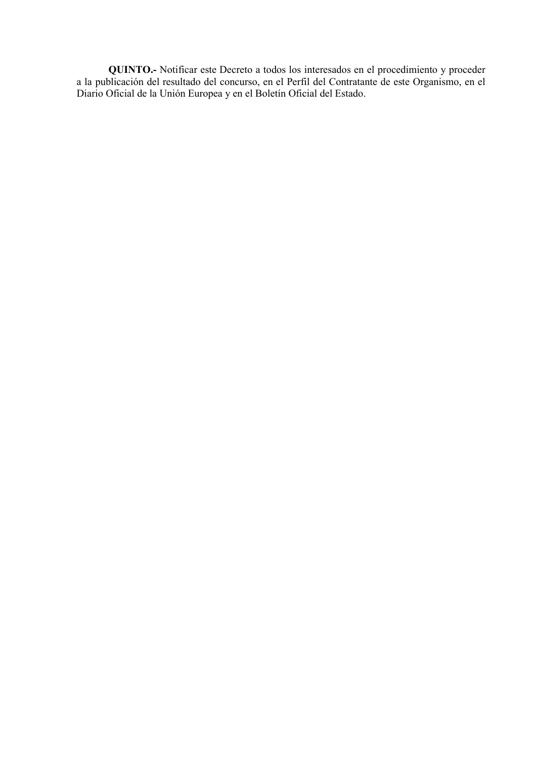**QUINTO.-** Notificar este Decreto a todos los interesados en el procedimiento y proceder a la publicación del resultado del concurso, en el Perfil del Contratante de este Organismo, en el Diario Oficial de la Unión Europea y en el Boletín Oficial del Estado.